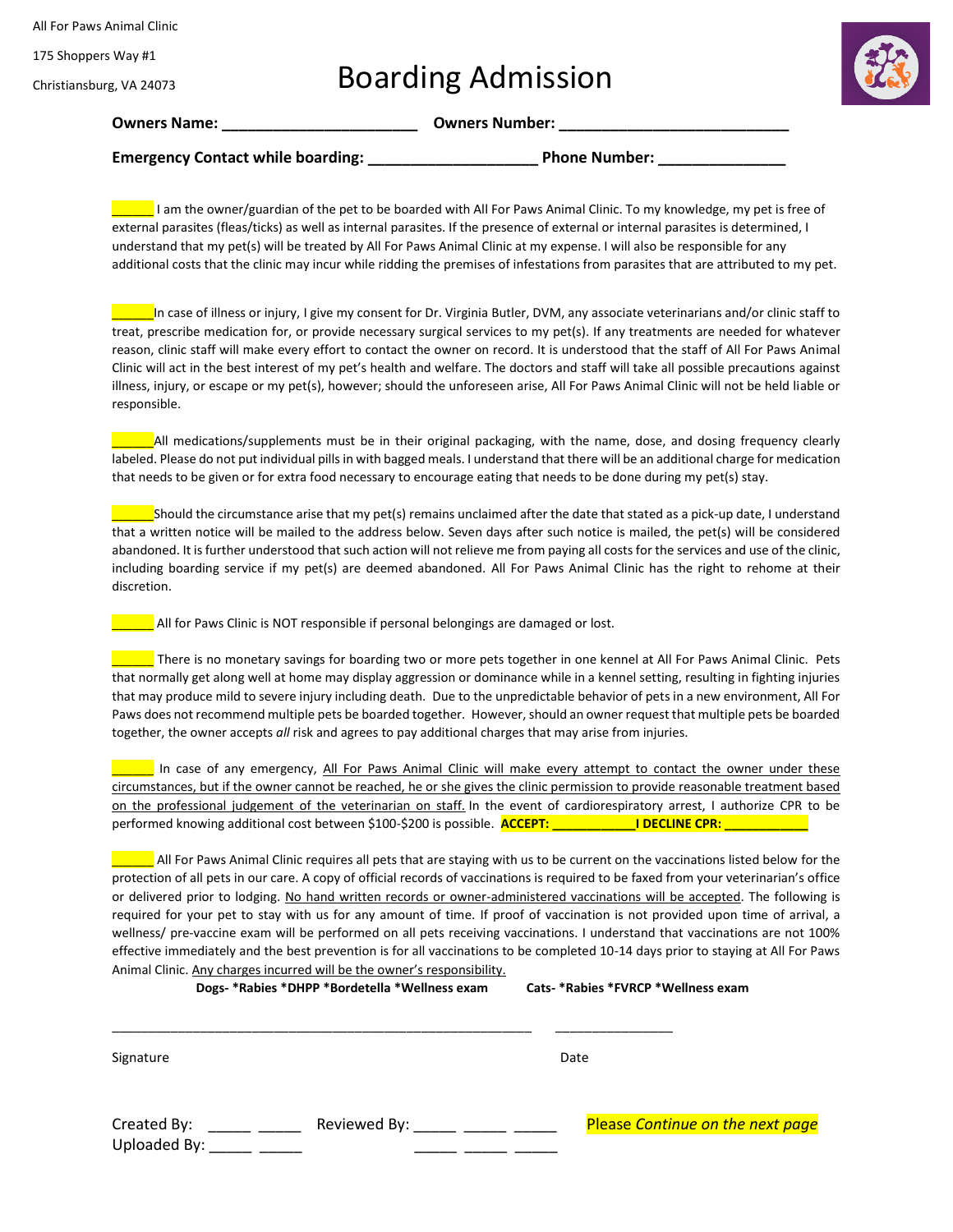All For Paws Animal Clinic

175 Shoppers Way #1

Christiansburg, VA 24073

# Boarding Admission

**Owners Name: _______________________ Owners Number: ___________________________**

**Emergency Contact while boarding: ____________________ Phone Number: _______________**

______ I am the owner/guardian of the pet to be boarded with All For Paws Animal Clinic. To my knowledge, my pet is free of external parasites (fleas/ticks) as well as internal parasites. If the presence of external or internal parasites is determined, I understand that my pet(s) will be treated by All For Paws Animal Clinic at my expense. I will also be responsible for any additional costs that the clinic may incur while ridding the premises of infestations from parasites that are attributed to my pet.

______In case of illness or injury, I give my consent for Dr. Virginia Butler, DVM, any associate veterinarians and/or clinic staff to treat, prescribe medication for, or provide necessary surgical services to my pet(s). If any treatments are needed for whatever reason, clinic staff will make every effort to contact the owner on record. It is understood that the staff of All For Paws Animal Clinic will act in the best interest of my pet's health and welfare. The doctors and staff will take all possible precautions against illness, injury, or escape or my pet(s), however; should the unforeseen arise, All For Paws Animal Clinic will not be held liable or responsible.

______All medications/supplements must be in their original packaging, with the name, dose, and dosing frequency clearly labeled. Please do not put individual pills in with bagged meals. I understand that there will be an additional charge for medication that needs to be given or for extra food necessary to encourage eating that needs to be done during my pet(s) stay.

______Should the circumstance arise that my pet(s) remains unclaimed after the date that stated as a pick-up date, I understand that a written notice will be mailed to the address below. Seven days after such notice is mailed, the pet(s) will be considered abandoned. It is further understood that such action will not relieve me from paying all costs for the services and use of the clinic, including boarding service if my pet(s) are deemed abandoned. All For Paws Animal Clinic has the right to rehome at their discretion.

______ All for Paws Clinic is NOT responsible if personal belongings are damaged or lost.

______ There is no monetary savings for boarding two or more pets together in one kennel at All For Paws Animal Clinic. Pets that normally get along well at home may display aggression or dominance while in a kennel setting, resulting in fighting injuries that may produce mild to severe injury including death. Due to the unpredictable behavior of pets in a new environment, All For Paws does not recommend multiple pets be boarded together. However, should an owner request that multiple pets be boarded together, the owner accepts *all* risk and agrees to pay additional charges that may arise from injuries.

______ In case of any emergency, <u>All For Paws Animal Clinic will make every attempt to contact the owner under these circumstances, but if the owner cannot be reached, he or she gives the clinic permission to provide reasonable treatment based on the professional judgement of the veterinarian on staff.</u> In the event of cardiorespiratory arrest, I authorize CPR to be performed knowing additional cost between $100-$200 is possible. **ACCEPT: ____________I DECLINE CPR: ____________**

______ All For Paws Animal Clinic requires all pets that are staying with us to be current on the vaccinations listed below for the protection of all pets in our care. A copy of official records of vaccinations is required to be faxed from your veterinarian's office or delivered prior to lodging. <u>No hand written records or owner-administered vaccinations will be accepted</u>. The following is required for your pet to stay with us for any amount of time. If proof of vaccination is not provided upon time of arrival, a wellness/ pre-vaccine exam will be performed on all pets receiving vaccinations. I understand that vaccinations are not 100% effective immediately and the best prevention is for all vaccinations to be completed 10-14 days prior to staying at All For Paws Animal Clinic. <u>Any charges incurred will be the owner's responsibility.</u>

**Dogs- *Rabies *DHPP *Bordetella *Wellness exam** **Cats- *Rabies *FVRCP *Wellness exam**

____________________________________________________________ ________________

Signature Date

Created By: _____ _____ Reviewed By: _____ _____ _____
Uploaded By: _____ _____ _____ _____ _____

Please *Continue on the next page*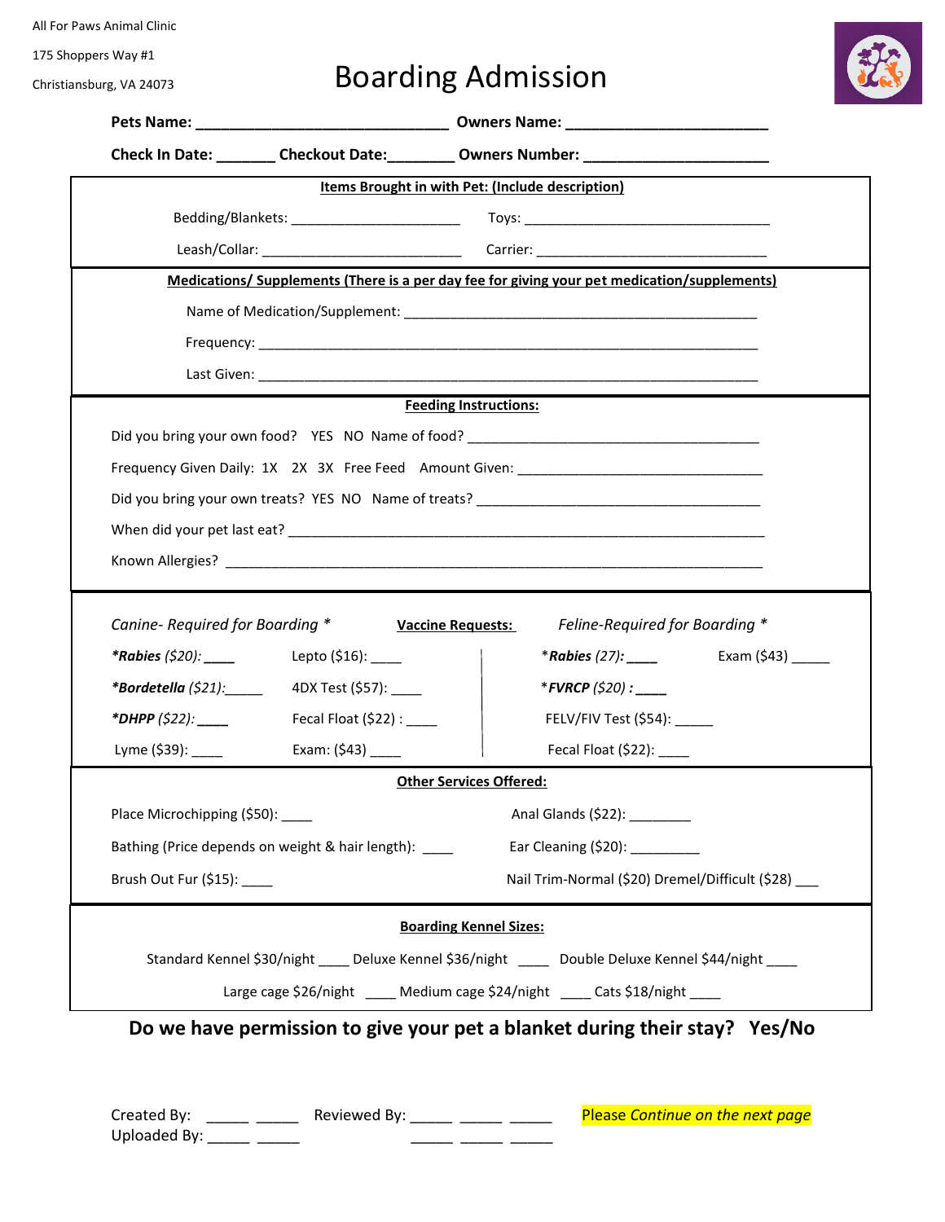All For Paws Animal Clinic

175 Shoppers Way #1

Christiansburg, VA 24073

# Boarding Admission

**Pets Name: ______________________________ Owners Name: ________________________**

**Check In Date: _______ Checkout Date:________ Owners Number: ______________________**

**Items Brought in with Pet: (Include description)**

Bedding/Blankets: ______________________ Toys: ________________________________

Leash/Collar: _________________________ Carrier: ______________________________

**Medications/ Supplements (There is a per day fee for giving your pet medication/supplements)**

Name of Medication/Supplement: _____________________________________________

Frequency: _____________________________________________________________

Last Given: _____________________________________________________________

**Feeding Instructions:**

Did you bring your own food? YES NO Name of food? _________________________________

Frequency Given Daily: 1X 2X 3X Free Feed Amount Given: ______________________________

Did you bring your own treats? YES NO Name of treats? ________________________________

When did your pet last eat? _______________________________________________________

Known Allergies? ________________________________________________________________

**Vaccine Requests:**

| *Canine- Required for Boarding ** | | *Feline-Required for Boarding ** | |
|---|---|---|---|
| ***Rabies** ($20): ____* | Lepto ($16): ____ | **Rabies ($27): ____* | Exam ($43) _____ |
| ***Bordetella** ($21):_____* | 4DX Test ($57): ____ | **FVRCP ($20) : ____* | |
| ***DHPP** ($22): ____* | Fecal Float ($22) : ____ | FELV/FIV Test ($54): _____ | |
| Lyme ($39): ____ | Exam: ($43) ____ | Fecal Float ($22): ____ | |

**Other Services Offered:**

Place Microchipping ($50): ____

Bathing (Price depends on weight & hair length): ____

Brush Out Fur ($15): ____

Anal Glands ($22): ________

Ear Cleaning ($20): _________

Nail Trim-Normal ($20) Dremel/Difficult ($28) ___

**Boarding Kennel Sizes:**

Standard Kennel $30/night ____ Deluxe Kennel $36/night ____ Double Deluxe Kennel $44/night ____

Large cage $26/night ____ Medium cage $24/night ____ Cats $18/night ____

**Do we have permission to give your pet a blanket during their stay? Yes/No**

Created By: _____ _____ Reviewed By: _____ _____ _____

Uploaded By: _____ _____ _____ _____ _____

Please *Continue on the next page*